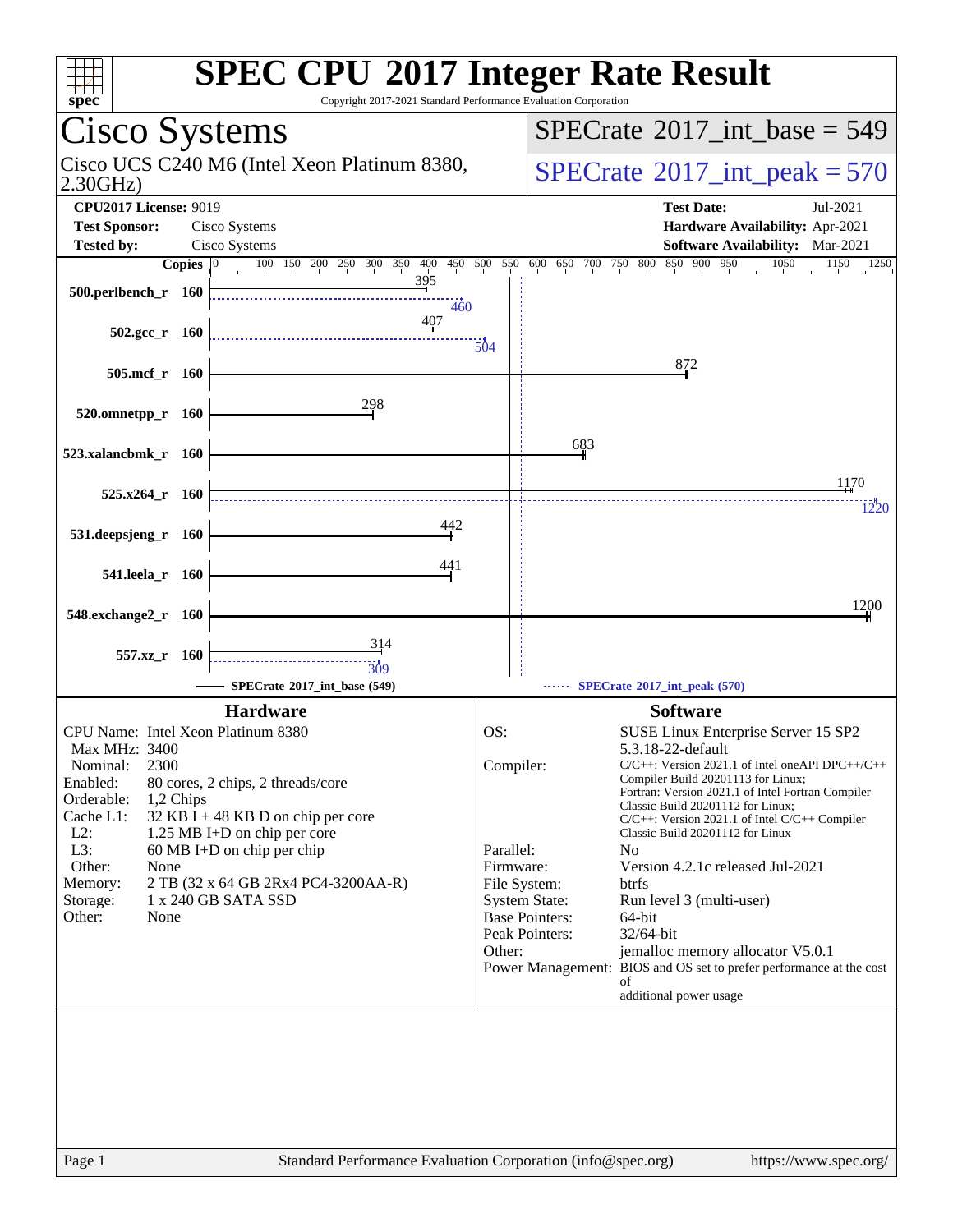# SPEC CPU 2017 Integer Rate Result

Copyright 2017-2021 Standard Performance Evaluation Corporation

## Cisco Systems

Cisco UCS C240 M6 (Intel Xeon Platinum 8380, 2.30GHz)

**SPECrate 2017_int_base = 549**

**SPECrate 2017_int_peak = 570**

| | | | |
|---|---|---|---|
| **CPU2017 License:** | 9019 | **Test Date:** | Jul-2021 |
| **Test Sponsor:** | Cisco Systems | **Hardware Availability:** | Apr-2021 |
| **Tested by:** | Cisco Systems | **Software Availability:** | Mar-2021 |

| Benchmark | Copies | Base | Peak |
|---|---|---|---|
| 500.perlbench_r | 160 | 395 | 460 |
| 502.gcc_r | 160 | 407 | 504 |
| 505.mcf_r | 160 | 872 | |
| 520.omnetpp_r | 160 | 298 | |
| 523.xalancbmk_r | 160 | 683 | |
| 525.x264_r | 160 | 1170 | 1220 |
| 531.deepsjeng_r | 160 | 442 | |
| 541.leela_r | 160 | 441 | |
| 548.exchange2_r | 160 | 1200 | |
| 557.xz_r | 160 | 314 | 309 |

SPECrate 2017_int_base (549) — SPECrate 2017_int_peak (570)

### Hardware

| | |
|---|---|
| CPU Name: | Intel Xeon Platinum 8380 |
| Max MHz: | 3400 |
| Nominal: | 2300 |
| Enabled: | 80 cores, 2 chips, 2 threads/core |
| Orderable: | 1,2 Chips |
| Cache L1: | 32 KB I + 48 KB D on chip per core |
| L2: | 1.25 MB I+D on chip per core |
| L3: | 60 MB I+D on chip per chip |
| Other: | None |
| Memory: | 2 TB (32 x 64 GB 2Rx4 PC4-3200AA-R) |
| Storage: | 1 x 240 GB SATA SSD |
| Other: | None |

### Software

| | |
|---|---|
| OS: | SUSE Linux Enterprise Server 15 SP2 5.3.18-22-default |
| Compiler: | C/C++: Version 2021.1 of Intel oneAPI DPC++/C++ Compiler Build 20201113 for Linux; Fortran: Version 2021.1 of Intel Fortran Compiler Classic Build 20201112 for Linux; C/C++: Version 2021.1 of Intel C/C++ Compiler Classic Build 20201112 for Linux |
| Parallel: | No |
| Firmware: | Version 4.2.1c released Jul-2021 |
| File System: | btrfs |
| System State: | Run level 3 (multi-user) |
| Base Pointers: | 64-bit |
| Peak Pointers: | 32/64-bit |
| Other: | jemalloc memory allocator V5.0.1 |
| Power Management: | BIOS and OS set to prefer performance at the cost of additional power usage |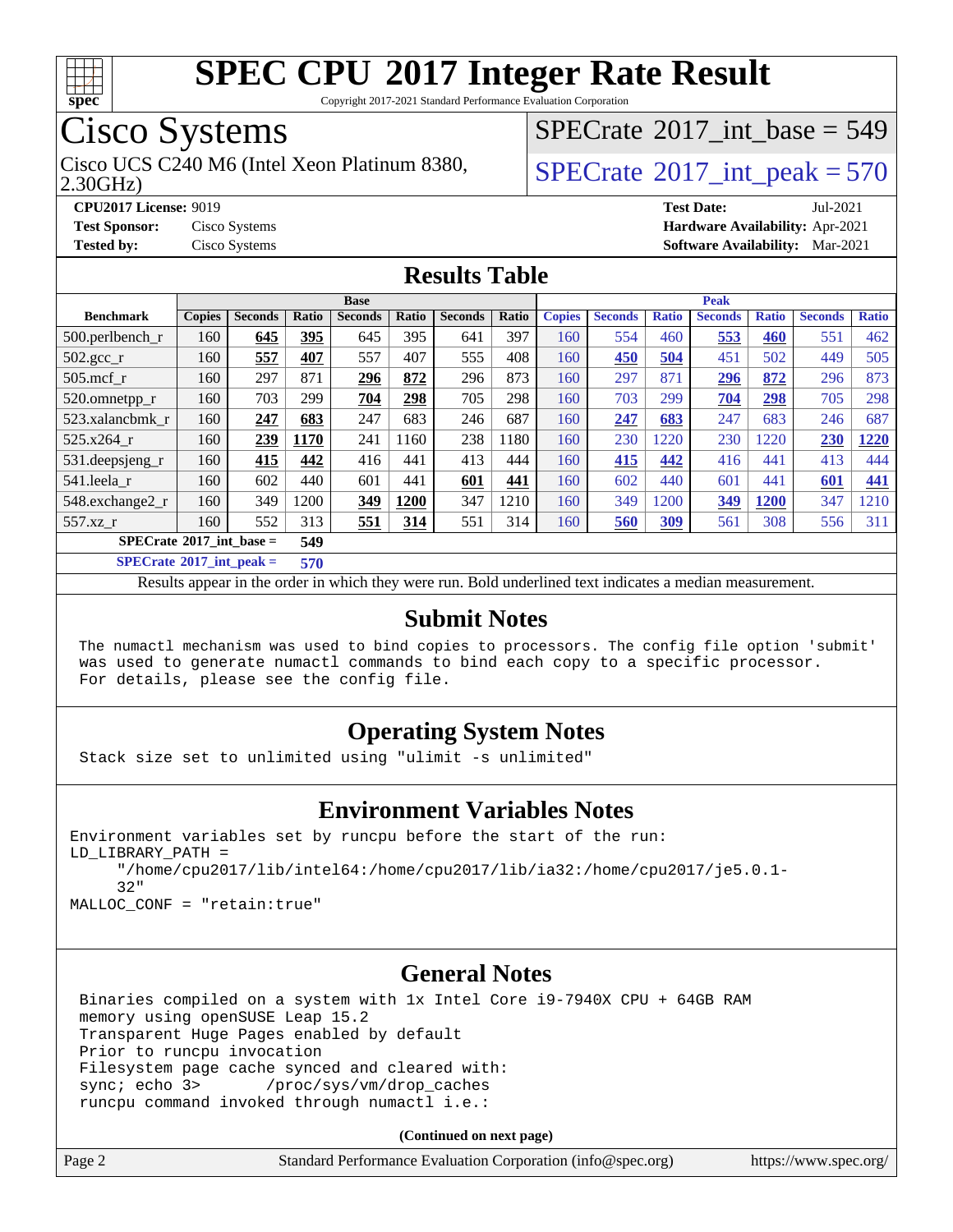# SPEC CPU 2017 Integer Rate Result

Copyright 2017-2021 Standard Performance Evaluation Corporation

## Cisco Systems

Cisco UCS C240 M6 (Intel Xeon Platinum 8380, 2.30GHz)

SPECrate 2017_int_base = 549

SPECrate 2017_int_peak = 570

**CPU2017 License:** 9019
**Test Sponsor:** Cisco Systems
**Tested by:** Cisco Systems

**Test Date:** Jul-2021
**Hardware Availability:** Apr-2021
**Software Availability:** Mar-2021

## Results Table

| Benchmark | Base | | | | | | | Peak | | | | | | |
|---|---|---|---|---|---|---|---|---|---|---|---|---|---|---|
| | Copies | Seconds | Ratio | Seconds | Ratio | Seconds | Ratio | Copies | Seconds | Ratio | Seconds | Ratio | Seconds | Ratio |
| 500.perlbench_r | 160 | **645** | **395** | 645 | 395 | 641 | 397 | 160 | 554 | 460 | **553** | **460** | 551 | 462 |
| 502.gcc_r | 160 | **557** | **407** | 557 | 407 | 555 | 408 | 160 | **450** | **504** | 451 | 502 | 449 | 505 |
| 505.mcf_r | 160 | 297 | 871 | **296** | **872** | 296 | 873 | 160 | 297 | 871 | **296** | **872** | 296 | 873 |
| 520.omnetpp_r | 160 | 703 | 299 | **704** | **298** | 705 | 298 | 160 | 703 | 299 | **704** | **298** | 705 | 298 |
| 523.xalancbmk_r | 160 | **247** | **683** | 247 | 683 | 246 | 687 | 160 | **247** | **683** | 247 | 683 | 246 | 687 |
| 525.x264_r | 160 | **239** | **1170** | 241 | 1160 | 238 | 1180 | 160 | 230 | 1220 | 230 | 1220 | **230** | **1220** |
| 531.deepsjeng_r | 160 | **415** | **442** | 416 | 441 | 413 | 444 | 160 | **415** | **442** | 416 | 441 | 413 | 444 |
| 541.leela_r | 160 | 602 | 440 | 601 | 441 | **601** | **441** | 160 | 602 | 440 | 601 | 441 | **601** | **441** |
| 548.exchange2_r | 160 | 349 | 1200 | **349** | **1200** | 347 | 1210 | 160 | 349 | 1200 | **349** | **1200** | 347 | 1210 |
| 557.xz_r | 160 | 552 | 313 | **551** | **314** | 551 | 314 | 160 | **560** | **309** | 561 | 308 | 556 | 311 |

**SPECrate 2017_int_base = 549**

**SPECrate 2017_int_peak = 570**

Results appear in the order in which they were run. Bold underlined text indicates a median measurement.

## Submit Notes

The numactl mechanism was used to bind copies to processors. The config file option 'submit' was used to generate numactl commands to bind each copy to a specific processor. For details, please see the config file.

## Operating System Notes

Stack size set to unlimited using "ulimit -s unlimited"

## Environment Variables Notes

```
Environment variables set by runcpu before the start of the run:
LD_LIBRARY_PATH =
     "/home/cpu2017/lib/intel64:/home/cpu2017/lib/ia32:/home/cpu2017/je5.0.1-
     32"
MALLOC_CONF = "retain:true"
```

## General Notes

```
Binaries compiled on a system with 1x Intel Core i9-7940X CPU + 64GB RAM
memory using openSUSE Leap 15.2
Transparent Huge Pages enabled by default
Prior to runcpu invocation
Filesystem page cache synced and cleared with:
sync; echo 3>       /proc/sys/vm/drop_caches
runcpu command invoked through numactl i.e.:
```

(Continued on next page)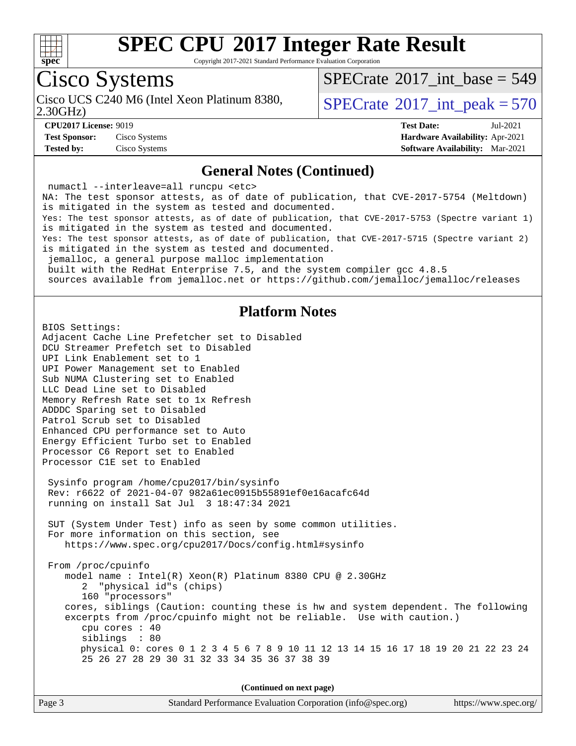# SPEC CPU 2017 Integer Rate Result

Copyright 2017-2021 Standard Performance Evaluation Corporation

## Cisco Systems

Cisco UCS C240 M6 (Intel Xeon Platinum 8380, 2.30GHz)

SPECrate 2017_int_base = 549

SPECrate 2017_int_peak = 570

**CPU2017 License:** 9019
**Test Sponsor:** Cisco Systems
**Tested by:** Cisco Systems

**Test Date:** Jul-2021
**Hardware Availability:** Apr-2021
**Software Availability:** Mar-2021

## General Notes (Continued)

```
 numactl --interleave=all runcpu <etc>
NA: The test sponsor attests, as of date of publication, that CVE-2017-5754 (Meltdown)
is mitigated in the system as tested and documented.
Yes: The test sponsor attests, as of date of publication, that CVE-2017-5753 (Spectre variant 1)
is mitigated in the system as tested and documented.
Yes: The test sponsor attests, as of date of publication, that CVE-2017-5715 (Spectre variant 2)
is mitigated in the system as tested and documented.
 jemalloc, a general purpose malloc implementation
 built with the RedHat Enterprise 7.5, and the system compiler gcc 4.8.5
 sources available from jemalloc.net or https://github.com/jemalloc/jemalloc/releases
```

## Platform Notes

```
BIOS Settings:
Adjacent Cache Line Prefetcher set to Disabled
DCU Streamer Prefetch set to Disabled
UPI Link Enablement set to 1
UPI Power Management set to Enabled
Sub NUMA Clustering set to Enabled
LLC Dead Line set to Disabled
Memory Refresh Rate set to 1x Refresh
ADDDC Sparing set to Disabled
Patrol Scrub set to Disabled
Enhanced CPU performance set to Auto
Energy Efficient Turbo set to Enabled
Processor C6 Report set to Enabled
Processor C1E set to Enabled

 Sysinfo program /home/cpu2017/bin/sysinfo
 Rev: r6622 of 2021-04-07 982a61ec0915b55891ef0e16acafc64d
 running on install Sat Jul  3 18:47:34 2021

 SUT (System Under Test) info as seen by some common utilities.
 For more information on this section, see
    https://www.spec.org/cpu2017/Docs/config.html#sysinfo

 From /proc/cpuinfo
    model name : Intel(R) Xeon(R) Platinum 8380 CPU @ 2.30GHz
       2  "physical id"s (chips)
       160 "processors"
    cores, siblings (Caution: counting these is hw and system dependent. The following
    excerpts from /proc/cpuinfo might not be reliable.  Use with caution.)
       cpu cores : 40
       siblings  : 80
       physical 0: cores 0 1 2 3 4 5 6 7 8 9 10 11 12 13 14 15 16 17 18 19 20 21 22 23 24
       25 26 27 28 29 30 31 32 33 34 35 36 37 38 39
```

(Continued on next page)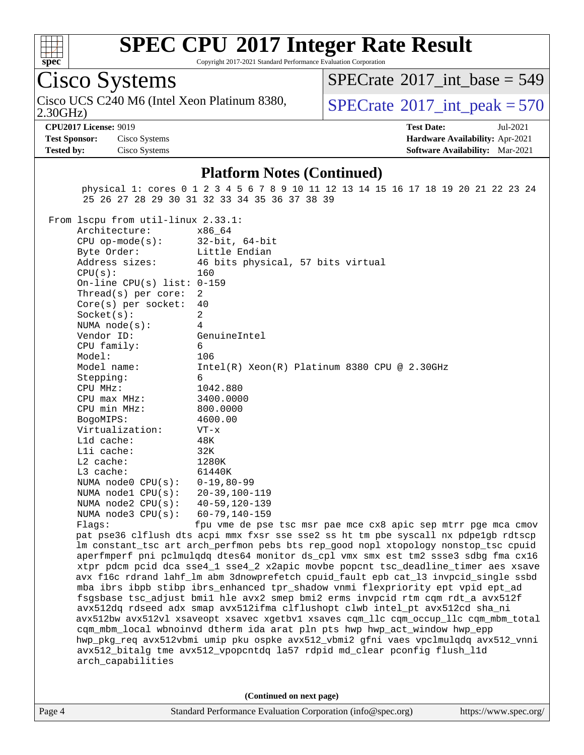## Platform Notes (Continued)

```
   physical 1: cores 0 1 2 3 4 5 6 7 8 9 10 11 12 13 14 15 16 17 18 19 20 21 22 23 24
    25 26 27 28 29 30 31 32 33 34 35 36 37 38 39

From lscpu from util-linux 2.33.1:
     Architecture:          x86_64
     CPU op-mode(s):        32-bit, 64-bit
     Byte Order:            Little Endian
     Address sizes:         46 bits physical, 57 bits virtual
     CPU(s):                160
     On-line CPU(s) list: 0-159
     Thread(s) per core:  2
     Core(s) per socket:  40
     Socket(s):             2
     NUMA node(s):          4
     Vendor ID:             GenuineIntel
     CPU family:            6
     Model:                 106
     Model name:            Intel(R) Xeon(R) Platinum 8380 CPU @ 2.30GHz
     Stepping:              6
     CPU MHz:               1042.880
     CPU max MHz:           3400.0000
     CPU min MHz:           800.0000
     BogoMIPS:              4600.00
     Virtualization:        VT-x
     L1d cache:             48K
     L1i cache:             32K
     L2 cache:              1280K
     L3 cache:              61440K
     NUMA node0 CPU(s):   0-19,80-99
     NUMA node1 CPU(s):   20-39,100-119
     NUMA node2 CPU(s):   40-59,120-139
     NUMA node3 CPU(s):   60-79,140-159
     Flags:                 fpu vme de pse tsc msr pae mce cx8 apic sep mtrr pge mca cmov
     pat pse36 clflush dts acpi mmx fxsr sse sse2 ss ht tm pbe syscall nx pdpe1gb rdtscp
     lm constant_tsc art arch_perfmon pebs bts rep_good nopl xtopology nonstop_tsc cpuid
     aperfmperf pni pclmulqdq dtes64 monitor ds_cpl vmx smx est tm2 ssse3 sdbg fma cx16
     xtpr pdcm pcid dca sse4_1 sse4_2 x2apic movbe popcnt tsc_deadline_timer aes xsave
     avx f16c rdrand lahf_lm abm 3dnowprefetch cpuid_fault epb cat_l3 invpcid_single ssbd
     mba ibrs ibpb stibp ibrs_enhanced tpr_shadow vnmi flexpriority ept vpid ept_ad
     fsgsbase tsc_adjust bmi1 hle avx2 smep bmi2 erms invpcid rtm cqm rdt_a avx512f
     avx512dq rdseed adx smap avx512ifma clflushopt clwb intel_pt avx512cd sha_ni
     avx512bw avx512vl xsaveopt xsavec xgetbv1 xsaves cqm_llc cqm_occup_llc cqm_mbm_total
     cqm_mbm_local wbnoinvd dtherm ida arat pln pts hwp hwp_act_window hwp_epp
     hwp_pkg_req avx512vbmi umip pku ospke avx512_vbmi2 gfni vaes vpclmulqdq avx512_vnni
     avx512_bitalg tme avx512_vpopcntdq la57 rdpid md_clear pconfig flush_l1d
     arch_capabilities
```

**(Continued on next page)**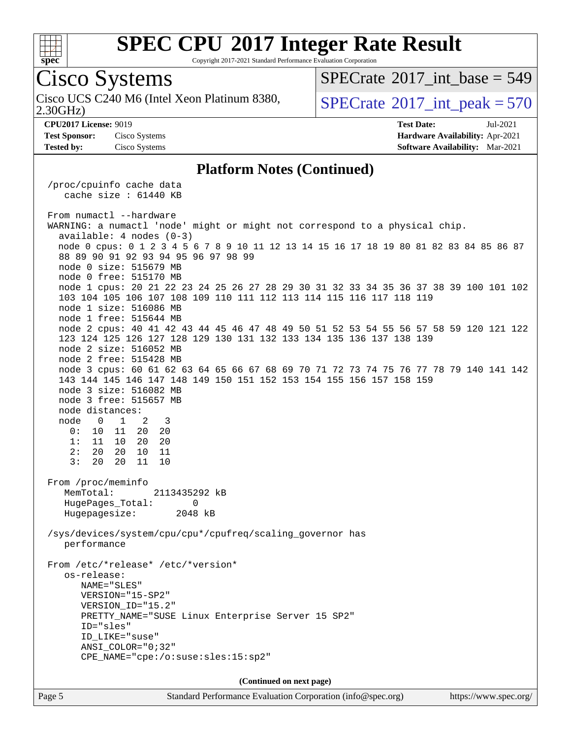# SPEC CPU 2017 Integer Rate Result

Copyright 2017-2021 Standard Performance Evaluation Corporation

## Cisco Systems

Cisco UCS C240 M6 (Intel Xeon Platinum 8380, 2.30GHz)

SPECrate 2017_int_base = 549

SPECrate 2017_int_peak = 570

**CPU2017 License:** 9019
**Test Sponsor:** Cisco Systems
**Tested by:** Cisco Systems

**Test Date:** Jul-2021
**Hardware Availability:** Apr-2021
**Software Availability:** Mar-2021

## Platform Notes (Continued)

```
/proc/cpuinfo cache data
   cache size : 61440 KB

From numactl --hardware
WARNING: a numactl 'node' might or might not correspond to a physical chip.
  available: 4 nodes (0-3)
  node 0 cpus: 0 1 2 3 4 5 6 7 8 9 10 11 12 13 14 15 16 17 18 19 80 81 82 83 84 85 86 87
  88 89 90 91 92 93 94 95 96 97 98 99
  node 0 size: 515679 MB
  node 0 free: 515170 MB
  node 1 cpus: 20 21 22 23 24 25 26 27 28 29 30 31 32 33 34 35 36 37 38 39 100 101 102
  103 104 105 106 107 108 109 110 111 112 113 114 115 116 117 118 119
  node 1 size: 516086 MB
  node 1 free: 515644 MB
  node 2 cpus: 40 41 42 43 44 45 46 47 48 49 50 51 52 53 54 55 56 57 58 59 120 121 122
  123 124 125 126 127 128 129 130 131 132 133 134 135 136 137 138 139
  node 2 size: 516052 MB
  node 2 free: 515428 MB
  node 3 cpus: 60 61 62 63 64 65 66 67 68 69 70 71 72 73 74 75 76 77 78 79 140 141 142
  143 144 145 146 147 148 149 150 151 152 153 154 155 156 157 158 159
  node 3 size: 516082 MB
  node 3 free: 515657 MB
  node distances:
  node   0   1   2   3
    0:  10  11  20  20
    1:  11  10  20  20
    2:  20  20  10  11
    3:  20  20  11  10

From /proc/meminfo
   MemTotal:       2113435292 kB
   HugePages_Total:       0
   Hugepagesize:       2048 kB

/sys/devices/system/cpu/cpu*/cpufreq/scaling_governor has
   performance

From /etc/*release* /etc/*version*
   os-release:
      NAME="SLES"
      VERSION="15-SP2"
      VERSION_ID="15.2"
      PRETTY_NAME="SUSE Linux Enterprise Server 15 SP2"
      ID="sles"
      ID_LIKE="suse"
      ANSI_COLOR="0;32"
      CPE_NAME="cpe:/o:suse:sles:15:sp2"
```

(Continued on next page)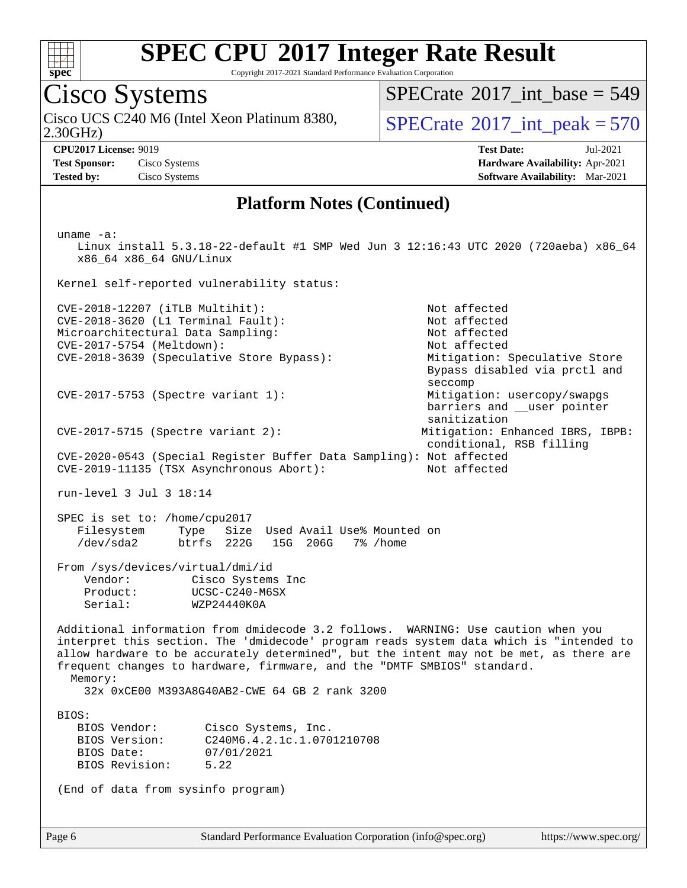# SPEC CPU 2017 Integer Rate Result

Copyright 2017-2021 Standard Performance Evaluation Corporation

## Cisco Systems

Cisco UCS C240 M6 (Intel Xeon Platinum 8380, 2.30GHz)

SPECrate 2017_int_base = 549

SPECrate 2017_int_peak = 570

**CPU2017 License:** 9019
**Test Sponsor:** Cisco Systems
**Tested by:** Cisco Systems

**Test Date:** Jul-2021
**Hardware Availability:** Apr-2021
**Software Availability:** Mar-2021

### Platform Notes (Continued)

```
uname -a:
   Linux install 5.3.18-22-default #1 SMP Wed Jun 3 12:16:43 UTC 2020 (720aeba) x86_64
   x86_64 x86_64 GNU/Linux

Kernel self-reported vulnerability status:

CVE-2018-12207 (iTLB Multihit):                              Not affected
CVE-2018-3620 (L1 Terminal Fault):                           Not affected
Microarchitectural Data Sampling:                            Not affected
CVE-2017-5754 (Meltdown):                                    Not affected
CVE-2018-3639 (Speculative Store Bypass):                    Mitigation: Speculative Store
                                                             Bypass disabled via prctl and
                                                             seccomp
CVE-2017-5753 (Spectre variant 1):                           Mitigation: usercopy/swapgs
                                                             barriers and __user pointer
                                                             sanitization
CVE-2017-5715 (Spectre variant 2):                          Mitigation: Enhanced IBRS, IBPB:
                                                             conditional, RSB filling
CVE-2020-0543 (Special Register Buffer Data Sampling): Not affected
CVE-2019-11135 (TSX Asynchronous Abort):                     Not affected

run-level 3 Jul 3 18:14

SPEC is set to: /home/cpu2017
   Filesystem     Type   Size  Used Avail Use% Mounted on
   /dev/sda2      btrfs  222G   15G  206G   7% /home

From /sys/devices/virtual/dmi/id
    Vendor:         Cisco Systems Inc
    Product:        UCSC-C240-M6SX
    Serial:         WZP24440K0A

Additional information from dmidecode 3.2 follows.  WARNING: Use caution when you
interpret this section. The 'dmidecode' program reads system data which is "intended to
allow hardware to be accurately determined", but the intent may not be met, as there are
frequent changes to hardware, firmware, and the "DMTF SMBIOS" standard.
  Memory:
    32x 0xCE00 M393A8G40AB2-CWE 64 GB 2 rank 3200

BIOS:
   BIOS Vendor:       Cisco Systems, Inc.
   BIOS Version:      C240M6.4.2.1c.1.0701210708
   BIOS Date:         07/01/2021
   BIOS Revision:     5.22

(End of data from sysinfo program)
```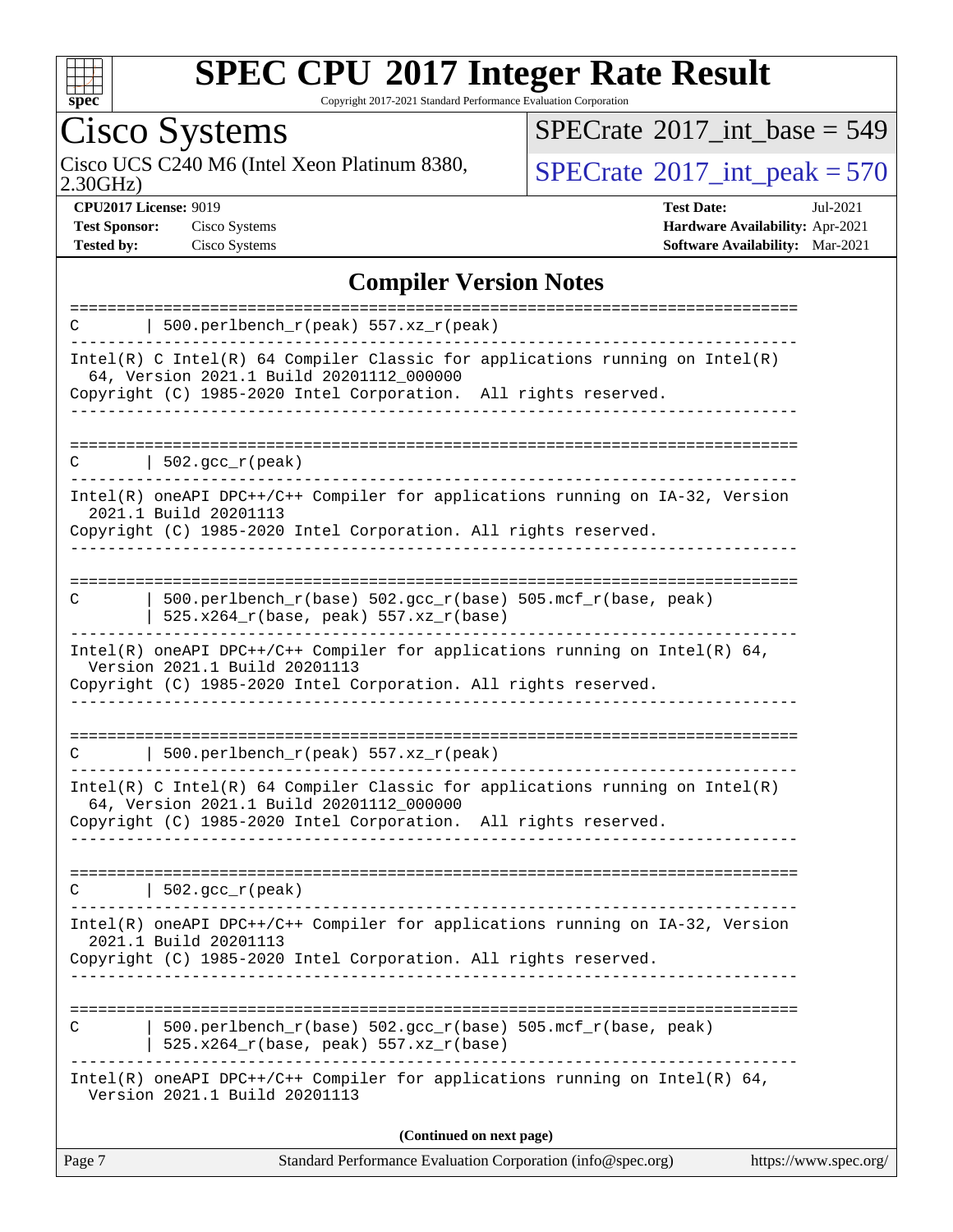## Compiler Version Notes

```
==============================================================================
C       | 500.perlbench_r(peak) 557.xz_r(peak)
------------------------------------------------------------------------------
Intel(R) C Intel(R) 64 Compiler Classic for applications running on Intel(R)
  64, Version 2021.1 Build 20201112_000000
Copyright (C) 1985-2020 Intel Corporation.  All rights reserved.
------------------------------------------------------------------------------

==============================================================================
C       | 502.gcc_r(peak)
------------------------------------------------------------------------------
Intel(R) oneAPI DPC++/C++ Compiler for applications running on IA-32, Version
  2021.1 Build 20201113
Copyright (C) 1985-2020 Intel Corporation. All rights reserved.
------------------------------------------------------------------------------

==============================================================================
C       | 500.perlbench_r(base) 502.gcc_r(base) 505.mcf_r(base, peak)
        | 525.x264_r(base, peak) 557.xz_r(base)
------------------------------------------------------------------------------
Intel(R) oneAPI DPC++/C++ Compiler for applications running on Intel(R) 64,
  Version 2021.1 Build 20201113
Copyright (C) 1985-2020 Intel Corporation. All rights reserved.
------------------------------------------------------------------------------

==============================================================================
C       | 500.perlbench_r(peak) 557.xz_r(peak)
------------------------------------------------------------------------------
Intel(R) C Intel(R) 64 Compiler Classic for applications running on Intel(R)
  64, Version 2021.1 Build 20201112_000000
Copyright (C) 1985-2020 Intel Corporation.  All rights reserved.
------------------------------------------------------------------------------

==============================================================================
C       | 502.gcc_r(peak)
------------------------------------------------------------------------------
Intel(R) oneAPI DPC++/C++ Compiler for applications running on IA-32, Version
  2021.1 Build 20201113
Copyright (C) 1985-2020 Intel Corporation. All rights reserved.
------------------------------------------------------------------------------

==============================================================================
C       | 500.perlbench_r(base) 502.gcc_r(base) 505.mcf_r(base, peak)
        | 525.x264_r(base, peak) 557.xz_r(base)
------------------------------------------------------------------------------
Intel(R) oneAPI DPC++/C++ Compiler for applications running on Intel(R) 64,
  Version 2021.1 Build 20201113
```

(Continued on next page)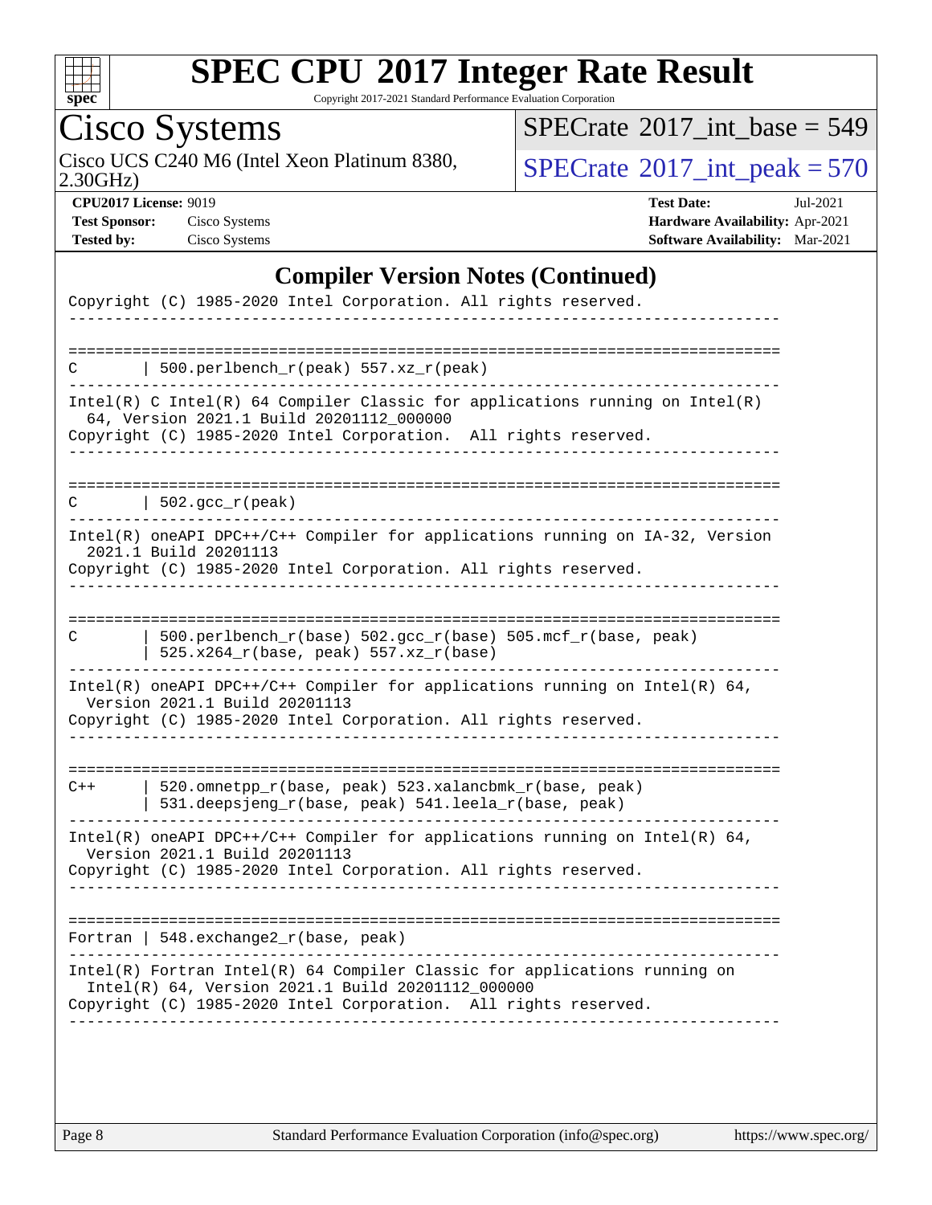# SPEC CPU 2017 Integer Rate Result

Copyright 2017-2021 Standard Performance Evaluation Corporation

**Cisco Systems**

Cisco UCS C240 M6 (Intel Xeon Platinum 8380, 2.30GHz)

SPECrate 2017_int_base = 549

SPECrate 2017_int_peak = 570

| | | | |
|---|---|---|---|
| **CPU2017 License:** | 9019 | **Test Date:** | Jul-2021 |
| **Test Sponsor:** | Cisco Systems | **Hardware Availability:** | Apr-2021 |
| **Tested by:** | Cisco Systems | **Software Availability:** | Mar-2021 |

## Compiler Version Notes (Continued)

```
Copyright (C) 1985-2020 Intel Corporation. All rights reserved.
------------------------------------------------------------------------------

==============================================================================
C       | 500.perlbench_r(peak) 557.xz_r(peak)
------------------------------------------------------------------------------
Intel(R) C Intel(R) 64 Compiler Classic for applications running on Intel(R)
  64, Version 2021.1 Build 20201112_000000
Copyright (C) 1985-2020 Intel Corporation.  All rights reserved.
------------------------------------------------------------------------------

==============================================================================
C       | 502.gcc_r(peak)
------------------------------------------------------------------------------
Intel(R) oneAPI DPC++/C++ Compiler for applications running on IA-32, Version
  2021.1 Build 20201113
Copyright (C) 1985-2020 Intel Corporation. All rights reserved.
------------------------------------------------------------------------------

==============================================================================
C       | 500.perlbench_r(base) 502.gcc_r(base) 505.mcf_r(base, peak)
        | 525.x264_r(base, peak) 557.xz_r(base)
------------------------------------------------------------------------------
Intel(R) oneAPI DPC++/C++ Compiler for applications running on Intel(R) 64,
  Version 2021.1 Build 20201113
Copyright (C) 1985-2020 Intel Corporation. All rights reserved.
------------------------------------------------------------------------------

==============================================================================
C++     | 520.omnetpp_r(base, peak) 523.xalancbmk_r(base, peak)
        | 531.deepsjeng_r(base, peak) 541.leela_r(base, peak)
------------------------------------------------------------------------------
Intel(R) oneAPI DPC++/C++ Compiler for applications running on Intel(R) 64,
  Version 2021.1 Build 20201113
Copyright (C) 1985-2020 Intel Corporation. All rights reserved.
------------------------------------------------------------------------------

==============================================================================
Fortran | 548.exchange2_r(base, peak)
------------------------------------------------------------------------------
Intel(R) Fortran Intel(R) 64 Compiler Classic for applications running on
  Intel(R) 64, Version 2021.1 Build 20201112_000000
Copyright (C) 1985-2020 Intel Corporation.  All rights reserved.
------------------------------------------------------------------------------
```

Standard Performance Evaluation Corporation (info@spec.org) https://www.spec.org/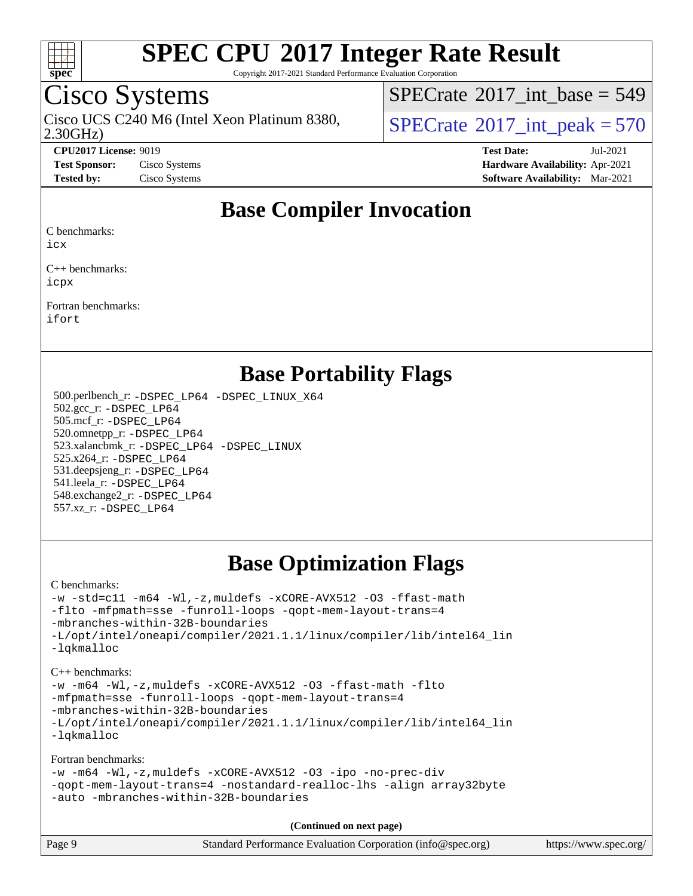# Base Compiler Invocation

C benchmarks:
```
icx
```

C++ benchmarks:
```
icpx
```

Fortran benchmarks:
```
ifort
```

# Base Portability Flags

500.perlbench_r: `-DSPEC_LP64 -DSPEC_LINUX_X64`
502.gcc_r: `-DSPEC_LP64`
505.mcf_r: `-DSPEC_LP64`
520.omnetpp_r: `-DSPEC_LP64`
523.xalancbmk_r: `-DSPEC_LP64 -DSPEC_LINUX`
525.x264_r: `-DSPEC_LP64`
531.deepsjeng_r: `-DSPEC_LP64`
541.leela_r: `-DSPEC_LP64`
548.exchange2_r: `-DSPEC_LP64`
557.xz_r: `-DSPEC_LP64`

# Base Optimization Flags

C benchmarks:
```
-w -std=c11 -m64 -Wl,-z,muldefs -xCORE-AVX512 -O3 -ffast-math
-flto -mfpmath=sse -funroll-loops -qopt-mem-layout-trans=4
-mbranches-within-32B-boundaries
-L/opt/intel/oneapi/compiler/2021.1.1/linux/compiler/lib/intel64_lin
-lqkmalloc
```

C++ benchmarks:
```
-w -m64 -Wl,-z,muldefs -xCORE-AVX512 -O3 -ffast-math -flto
-mfpmath=sse -funroll-loops -qopt-mem-layout-trans=4
-mbranches-within-32B-boundaries
-L/opt/intel/oneapi/compiler/2021.1.1/linux/compiler/lib/intel64_lin
-lqkmalloc
```

Fortran benchmarks:
```
-w -m64 -Wl,-z,muldefs -xCORE-AVX512 -O3 -ipo -no-prec-div
-qopt-mem-layout-trans=4 -nostandard-realloc-lhs -align array32byte
-auto -mbranches-within-32B-boundaries
```

**(Continued on next page)**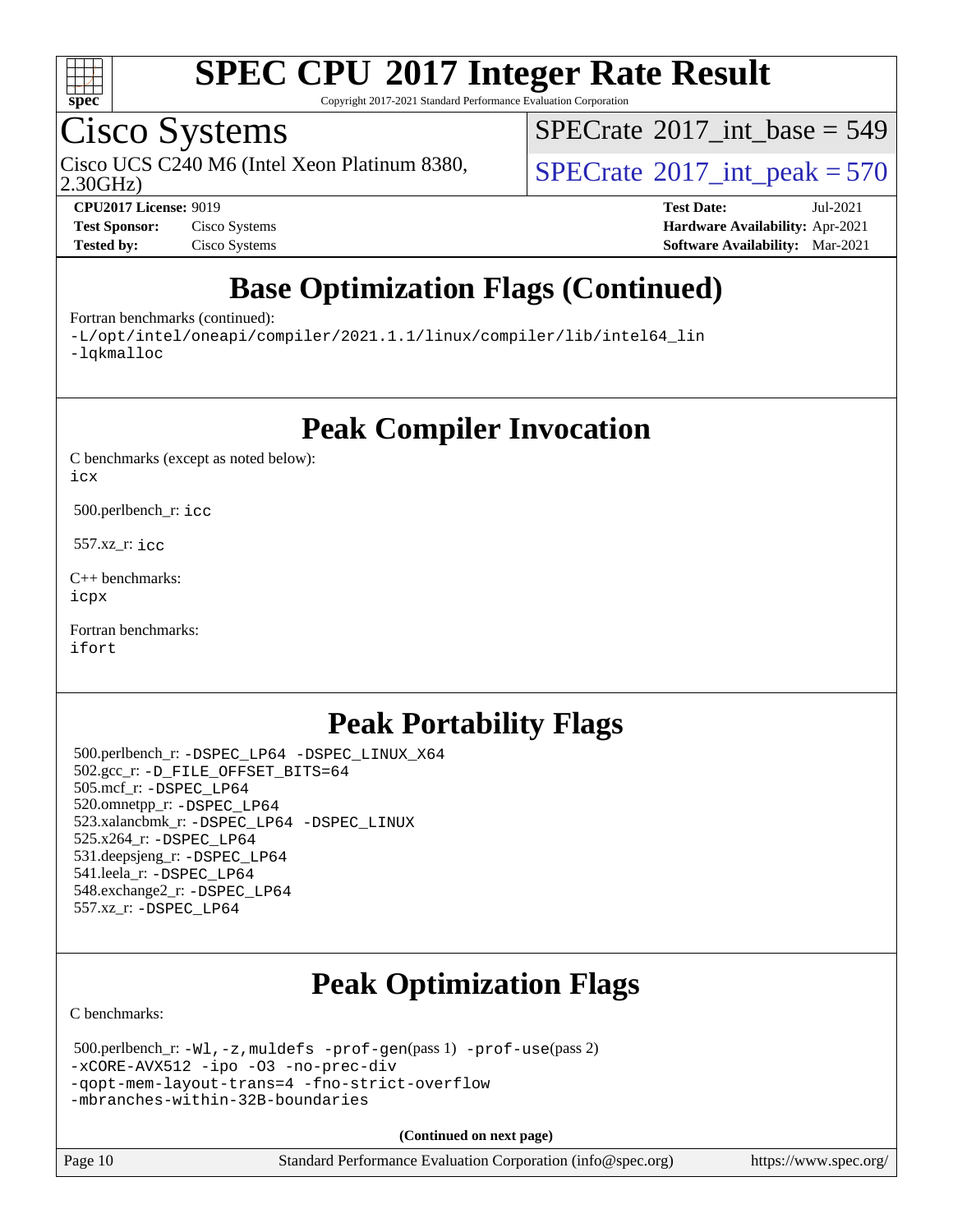# SPEC CPU 2017 Integer Rate Result

Copyright 2017-2021 Standard Performance Evaluation Corporation

## Cisco Systems

Cisco UCS C240 M6 (Intel Xeon Platinum 8380, 2.30GHz)

SPECrate 2017_int_base = 549

SPECrate 2017_int_peak = 570

**CPU2017 License:** 9019
**Test Sponsor:** Cisco Systems
**Tested by:** Cisco Systems

**Test Date:** Jul-2021
**Hardware Availability:** Apr-2021
**Software Availability:** Mar-2021

## Base Optimization Flags (Continued)

Fortran benchmarks (continued):

-L/opt/intel/oneapi/compiler/2021.1.1/linux/compiler/lib/intel64_lin
-lqkmalloc

## Peak Compiler Invocation

C benchmarks (except as noted below):
icx

500.perlbench_r: icc

557.xz_r: icc

C++ benchmarks:
icpx

Fortran benchmarks:
ifort

## Peak Portability Flags

500.perlbench_r: -DSPEC_LP64 -DSPEC_LINUX_X64
502.gcc_r: -D_FILE_OFFSET_BITS=64
505.mcf_r: -DSPEC_LP64
520.omnetpp_r: -DSPEC_LP64
523.xalancbmk_r: -DSPEC_LP64 -DSPEC_LINUX
525.x264_r: -DSPEC_LP64
531.deepsjeng_r: -DSPEC_LP64
541.leela_r: -DSPEC_LP64
548.exchange2_r: -DSPEC_LP64
557.xz_r: -DSPEC_LP64

## Peak Optimization Flags

C benchmarks:

500.perlbench_r: -Wl,-z,muldefs -prof-gen(pass 1) -prof-use(pass 2)
-xCORE-AVX512 -ipo -O3 -no-prec-div
-qopt-mem-layout-trans=4 -fno-strict-overflow
-mbranches-within-32B-boundaries

**(Continued on next page)**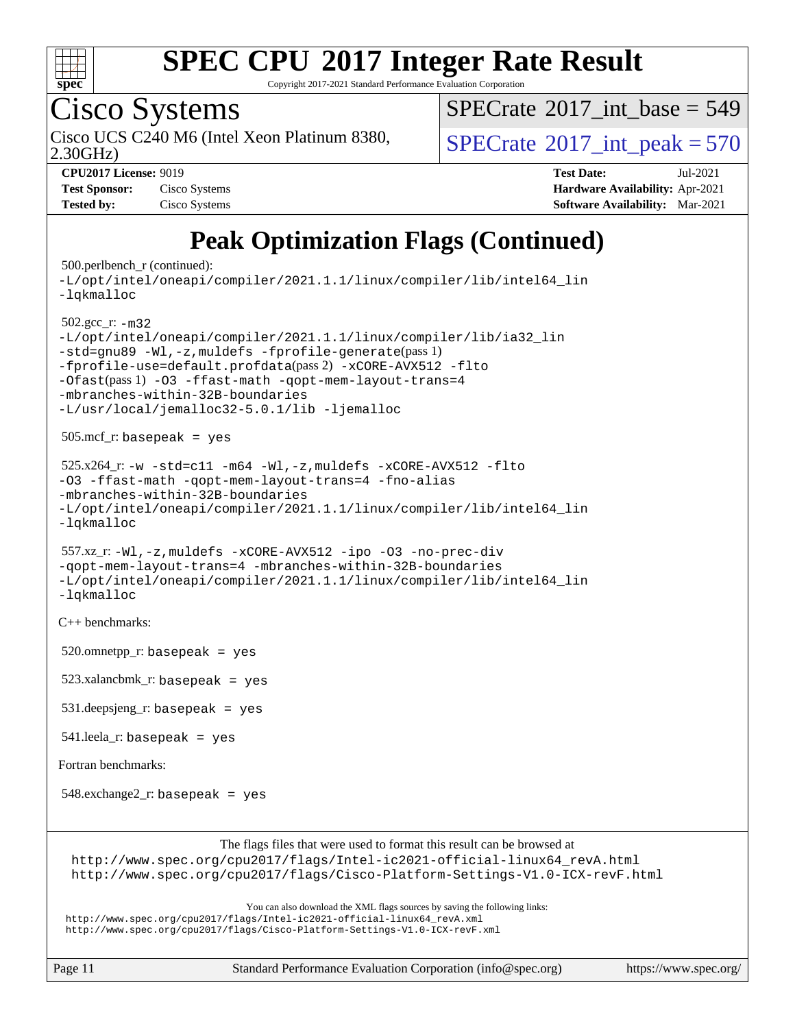# Peak Optimization Flags (Continued)

500.perlbench_r (continued):
-L/opt/intel/oneapi/compiler/2021.1.1/linux/compiler/lib/intel64_lin
-lqkmalloc

502.gcc_r: -m32
-L/opt/intel/oneapi/compiler/2021.1.1/linux/compiler/lib/ia32_lin
-std=gnu89 -Wl,-z,muldefs -fprofile-generate(pass 1)
-fprofile-use=default.profdata(pass 2) -xCORE-AVX512 -flto
-Ofast(pass 1) -O3 -ffast-math -qopt-mem-layout-trans=4
-mbranches-within-32B-boundaries
-L/usr/local/jemalloc32-5.0.1/lib -ljemalloc

505.mcf_r: basepeak = yes

525.x264_r: -w -std=c11 -m64 -Wl,-z,muldefs -xCORE-AVX512 -flto
-O3 -ffast-math -qopt-mem-layout-trans=4 -fno-alias
-mbranches-within-32B-boundaries
-L/opt/intel/oneapi/compiler/2021.1.1/linux/compiler/lib/intel64_lin
-lqkmalloc

557.xz_r: -Wl,-z,muldefs -xCORE-AVX512 -ipo -O3 -no-prec-div
-qopt-mem-layout-trans=4 -mbranches-within-32B-boundaries
-L/opt/intel/oneapi/compiler/2021.1.1/linux/compiler/lib/intel64_lin
-lqkmalloc

C++ benchmarks:

520.omnetpp_r: basepeak = yes

523.xalancbmk_r: basepeak = yes

531.deepsjeng_r: basepeak = yes

541.leela_r: basepeak = yes

Fortran benchmarks:

548.exchange2_r: basepeak = yes

The flags files that were used to format this result can be browsed at
http://www.spec.org/cpu2017/flags/Intel-ic2021-official-linux64_revA.html
http://www.spec.org/cpu2017/flags/Cisco-Platform-Settings-V1.0-ICX-revF.html

You can also download the XML flags sources by saving the following links:
http://www.spec.org/cpu2017/flags/Intel-ic2021-official-linux64_revA.xml
http://www.spec.org/cpu2017/flags/Cisco-Platform-Settings-V1.0-ICX-revF.xml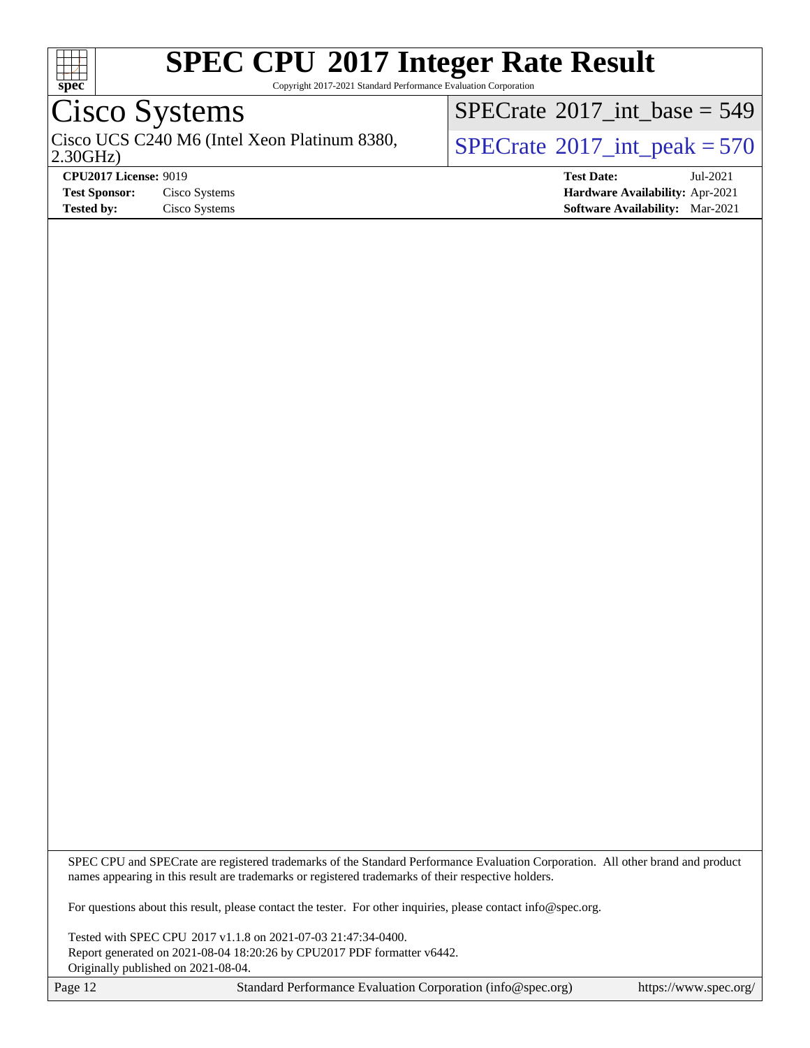SPEC CPU and SPECrate are registered trademarks of the Standard Performance Evaluation Corporation. All other brand and product names appearing in this result are trademarks or registered trademarks of their respective holders.

For questions about this result, please contact the tester. For other inquiries, please contact info@spec.org.

Tested with SPEC CPU 2017 v1.1.8 on 2021-07-03 21:47:34-0400.
Report generated on 2021-08-04 18:20:26 by CPU2017 PDF formatter v6442.
Originally published on 2021-08-04.